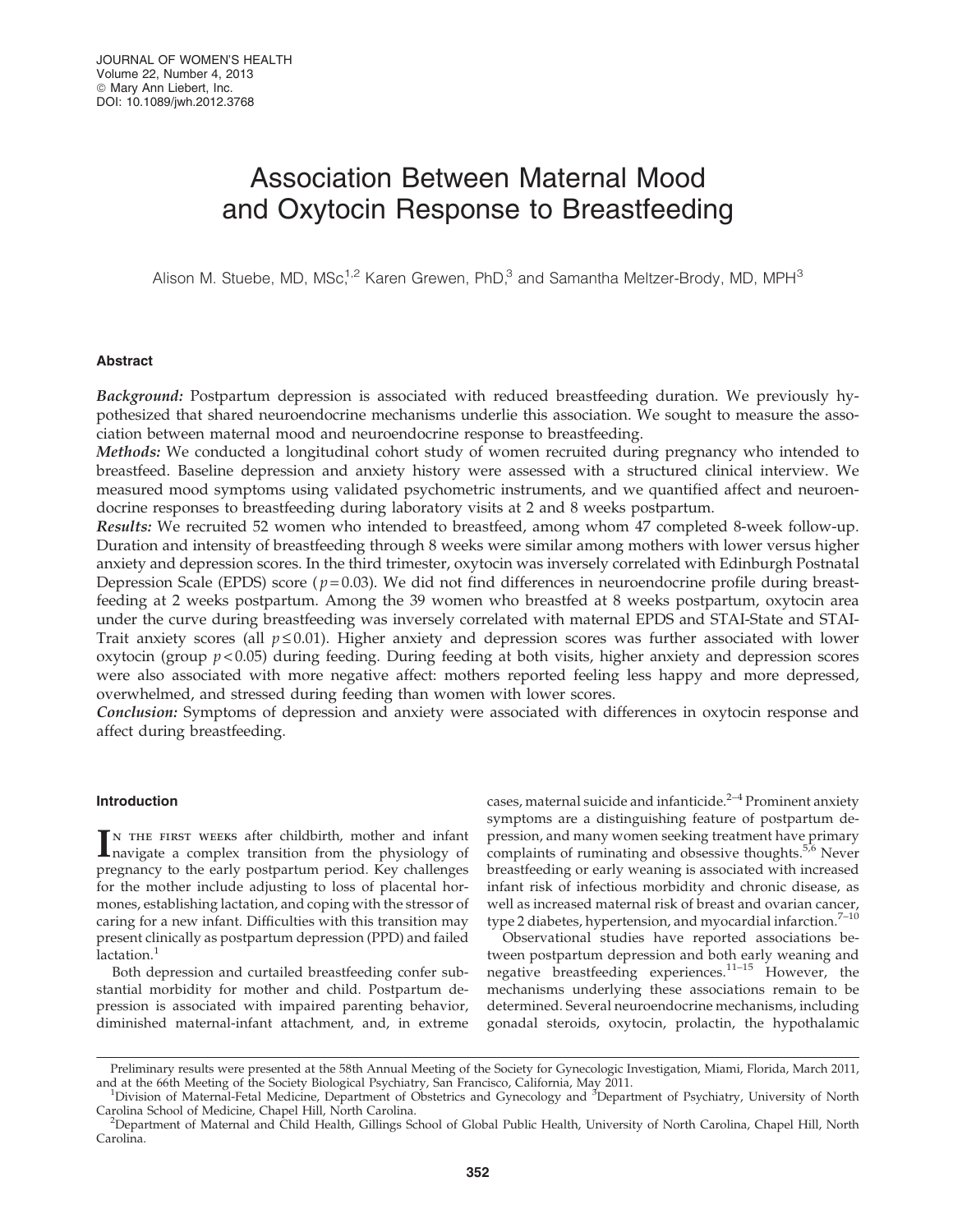# Association Between Maternal Mood and Oxytocin Response to Breastfeeding

Alison M. Stuebe, MD, MSc,[1,2] Karen Grewen, PhD,[3] and Samantha Meltzer-Brody, MD, MPH[3]

## Abstract

***Background:*** Postpartum depression is associated with reduced breastfeeding duration. We previously hypothesized that shared neuroendocrine mechanisms underlie this association. We sought to measure the association between maternal mood and neuroendocrine response to breastfeeding.

***Methods:*** We conducted a longitudinal cohort study of women recruited during pregnancy who intended to breastfeed. Baseline depression and anxiety history were assessed with a structured clinical interview. We measured mood symptoms using validated psychometric instruments, and we quantified affect and neuroendocrine responses to breastfeeding during laboratory visits at 2 and 8 weeks postpartum.

***Results:*** We recruited 52 women who intended to breastfeed, among whom 47 completed 8-week follow-up. Duration and intensity of breastfeeding through 8 weeks were similar among mothers with lower versus higher anxiety and depression scores. In the third trimester, oxytocin was inversely correlated with Edinburgh Postnatal Depression Scale (EPDS) score ($p = 0.03$). We did not find differences in neuroendocrine profile during breastfeeding at 2 weeks postpartum. Among the 39 women who breastfed at 8 weeks postpartum, oxytocin area under the curve during breastfeeding was inversely correlated with maternal EPDS and STAI-State and STAI-Trait anxiety scores (all $p \leq 0.01$). Higher anxiety and depression scores was further associated with lower oxytocin (group $p < 0.05$) during feeding. During feeding at both visits, higher anxiety and depression scores were also associated with more negative affect: mothers reported feeling less happy and more depressed, overwhelmed, and stressed during feeding than women with lower scores.

***Conclusion:*** Symptoms of depression and anxiety were associated with differences in oxytocin response and affect during breastfeeding.

## Introduction

In the first weeks after childbirth, mother and infant navigate a complex transition from the physiology of pregnancy to the early postpartum period. Key challenges for the mother include adjusting to loss of placental hormones, establishing lactation, and coping with the stressor of caring for a new infant. Difficulties with this transition may present clinically as postpartum depression (PPD) and failed lactation.[1]

Both depression and curtailed breastfeeding confer substantial morbidity for mother and child. Postpartum depression is associated with impaired parenting behavior, diminished maternal-infant attachment, and, in extreme cases, maternal suicide and infanticide.[2–4] Prominent anxiety symptoms are a distinguishing feature of postpartum depression, and many women seeking treatment have primary complaints of ruminating and obsessive thoughts.[5,6] Never breastfeeding or early weaning is associated with increased infant risk of infectious morbidity and chronic disease, as well as increased maternal risk of breast and ovarian cancer, type 2 diabetes, hypertension, and myocardial infarction.[7–10]

Observational studies have reported associations between postpartum depression and both early weaning and negative breastfeeding experiences.[11–15] However, the mechanisms underlying these associations remain to be determined. Several neuroendocrine mechanisms, including gonadal steroids, oxytocin, prolactin, the hypothalamic

---

Preliminary results were presented at the 58th Annual Meeting of the Society for Gynecologic Investigation, Miami, Florida, March 2011, and at the 66th Meeting of the Society Biological Psychiatry, San Francisco, California, May 2011.

[1]Division of Maternal-Fetal Medicine, Department of Obstetrics and Gynecology and [3]Department of Psychiatry, University of North Carolina School of Medicine, Chapel Hill, North Carolina.

[2]Department of Maternal and Child Health, Gillings School of Global Public Health, University of North Carolina, Chapel Hill, North Carolina.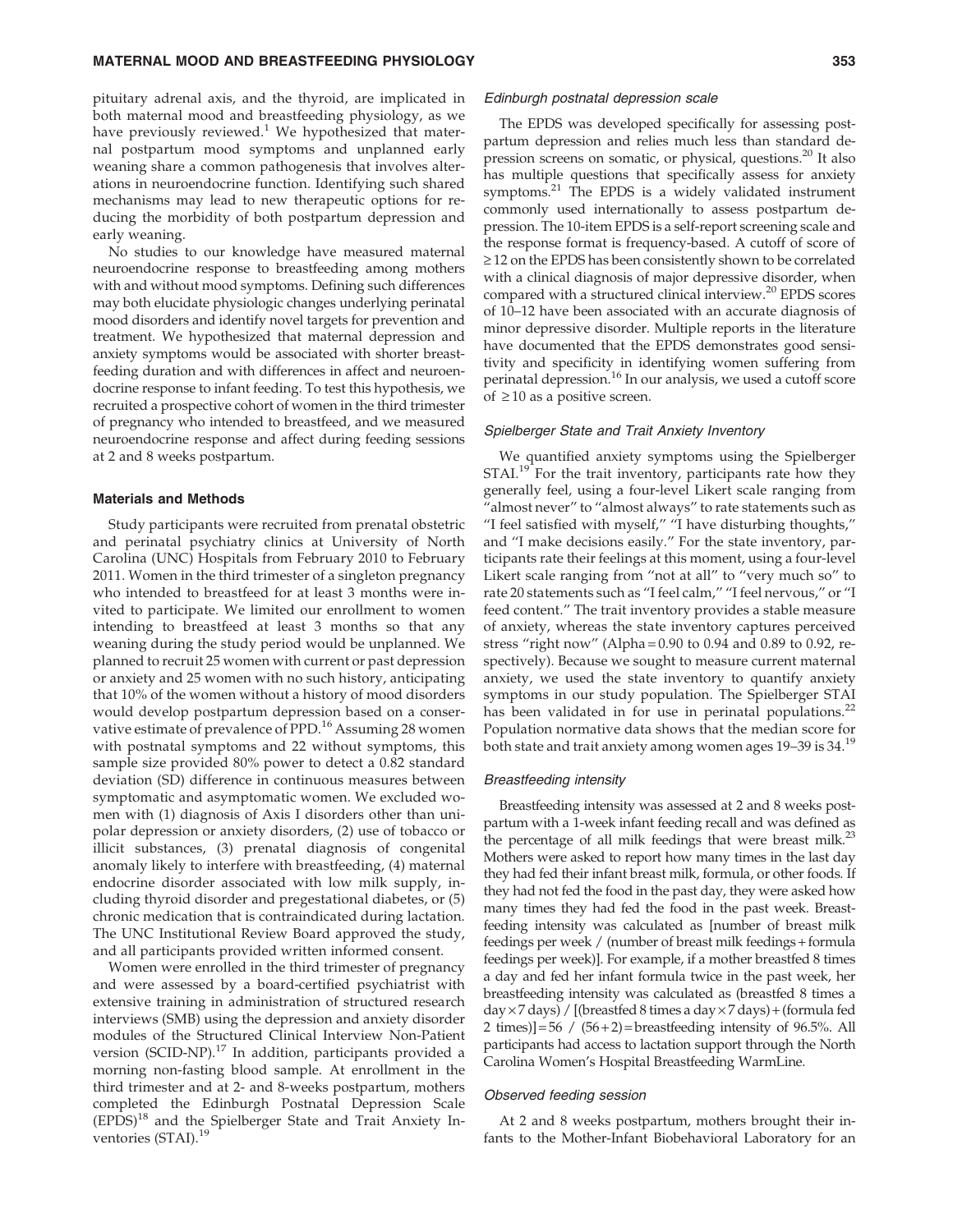pituitary adrenal axis, and the thyroid, are implicated in both maternal mood and breastfeeding physiology, as we have previously reviewed.[1] We hypothesized that maternal postpartum mood symptoms and unplanned early weaning share a common pathogenesis that involves alterations in neuroendocrine function. Identifying such shared mechanisms may lead to new therapeutic options for reducing the morbidity of both postpartum depression and early weaning.

No studies to our knowledge have measured maternal neuroendocrine response to breastfeeding among mothers with and without mood symptoms. Defining such differences may both elucidate physiologic changes underlying perinatal mood disorders and identify novel targets for prevention and treatment. We hypothesized that maternal depression and anxiety symptoms would be associated with shorter breastfeeding duration and with differences in affect and neuroendocrine response to infant feeding. To test this hypothesis, we recruited a prospective cohort of women in the third trimester of pregnancy who intended to breastfeed, and we measured neuroendocrine response and affect during feeding sessions at 2 and 8 weeks postpartum.

### Materials and Methods

Study participants were recruited from prenatal obstetric and perinatal psychiatry clinics at University of North Carolina (UNC) Hospitals from February 2010 to February 2011. Women in the third trimester of a singleton pregnancy who intended to breastfeed for at least 3 months were invited to participate. We limited our enrollment to women intending to breastfeed at least 3 months so that any weaning during the study period would be unplanned. We planned to recruit 25 women with current or past depression or anxiety and 25 women with no such history, anticipating that 10% of the women without a history of mood disorders would develop postpartum depression based on a conservative estimate of prevalence of PPD.[16] Assuming 28 women with postnatal symptoms and 22 without symptoms, this sample size provided 80% power to detect a 0.82 standard deviation (SD) difference in continuous measures between symptomatic and asymptomatic women. We excluded women with (1) diagnosis of Axis I disorders other than unipolar depression or anxiety disorders, (2) use of tobacco or illicit substances, (3) prenatal diagnosis of congenital anomaly likely to interfere with breastfeeding, (4) maternal endocrine disorder associated with low milk supply, including thyroid disorder and pregestational diabetes, or (5) chronic medication that is contraindicated during lactation. The UNC Institutional Review Board approved the study, and all participants provided written informed consent.

Women were enrolled in the third trimester of pregnancy and were assessed by a board-certified psychiatrist with extensive training in administration of structured research interviews (SMB) using the depression and anxiety disorder modules of the Structured Clinical Interview Non-Patient version (SCID-NP).[17] In addition, participants provided a morning non-fasting blood sample. At enrollment in the third trimester and at 2- and 8-weeks postpartum, mothers completed the Edinburgh Postnatal Depression Scale (EPDS)[18] and the Spielberger State and Trait Anxiety Inventories (STAI).[19]

#### *Edinburgh postnatal depression scale*

The EPDS was developed specifically for assessing postpartum depression and relies much less than standard depression screens on somatic, or physical, questions.[20] It also has multiple questions that specifically assess for anxiety symptoms.[21] The EPDS is a widely validated instrument commonly used internationally to assess postpartum depression. The 10-item EPDS is a self-report screening scale and the response format is frequency-based. A cutoff of score of $\geq 12$ on the EPDS has been consistently shown to be correlated with a clinical diagnosis of major depressive disorder, when compared with a structured clinical interview.[20] EPDS scores of 10–12 have been associated with an accurate diagnosis of minor depressive disorder. Multiple reports in the literature have documented that the EPDS demonstrates good sensitivity and specificity in identifying women suffering from perinatal depression.[16] In our analysis, we used a cutoff score of $\geq 10$ as a positive screen.

#### *Spielberger State and Trait Anxiety Inventory*

We quantified anxiety symptoms using the Spielberger STAI.[19] For the trait inventory, participants rate how they generally feel, using a four-level Likert scale ranging from "almost never" to "almost always" to rate statements such as "I feel satisfied with myself," "I have disturbing thoughts," and "I make decisions easily." For the state inventory, participants rate their feelings at this moment, using a four-level Likert scale ranging from "not at all" to "very much so" to rate 20 statements such as "I feel calm," "I feel nervous," or "I feed content." The trait inventory provides a stable measure of anxiety, whereas the state inventory captures perceived stress "right now" (Alpha = 0.90 to 0.94 and 0.89 to 0.92, respectively). Because we sought to measure current maternal anxiety, we used the state inventory to quantify anxiety symptoms in our study population. The Spielberger STAI has been validated in for use in perinatal populations.[22] Population normative data shows that the median score for both state and trait anxiety among women ages 19–39 is 34.[19]

#### *Breastfeeding intensity*

Breastfeeding intensity was assessed at 2 and 8 weeks postpartum with a 1-week infant feeding recall and was defined as the percentage of all milk feedings that were breast milk.[23] Mothers were asked to report how many times in the last day they had fed their infant breast milk, formula, or other foods. If they had not fed the food in the past day, they were asked how many times they had fed the food in the past week. Breastfeeding intensity was calculated as [number of breast milk feedings per week / (number of breast milk feedings + formula feedings per week)]. For example, if a mother breastfed 8 times a day and fed her infant formula twice in the past week, her breastfeeding intensity was calculated as (breastfed 8 times a day $\times$ 7 days) / [(breastfed 8 times a day $\times$ 7 days) + (formula fed 2 times)] = 56 / (56 + 2) = breastfeeding intensity of 96.5%. All participants had access to lactation support through the North Carolina Women's Hospital Breastfeeding WarmLine.

#### *Observed feeding session*

At 2 and 8 weeks postpartum, mothers brought their infants to the Mother-Infant Biobehavioral Laboratory for an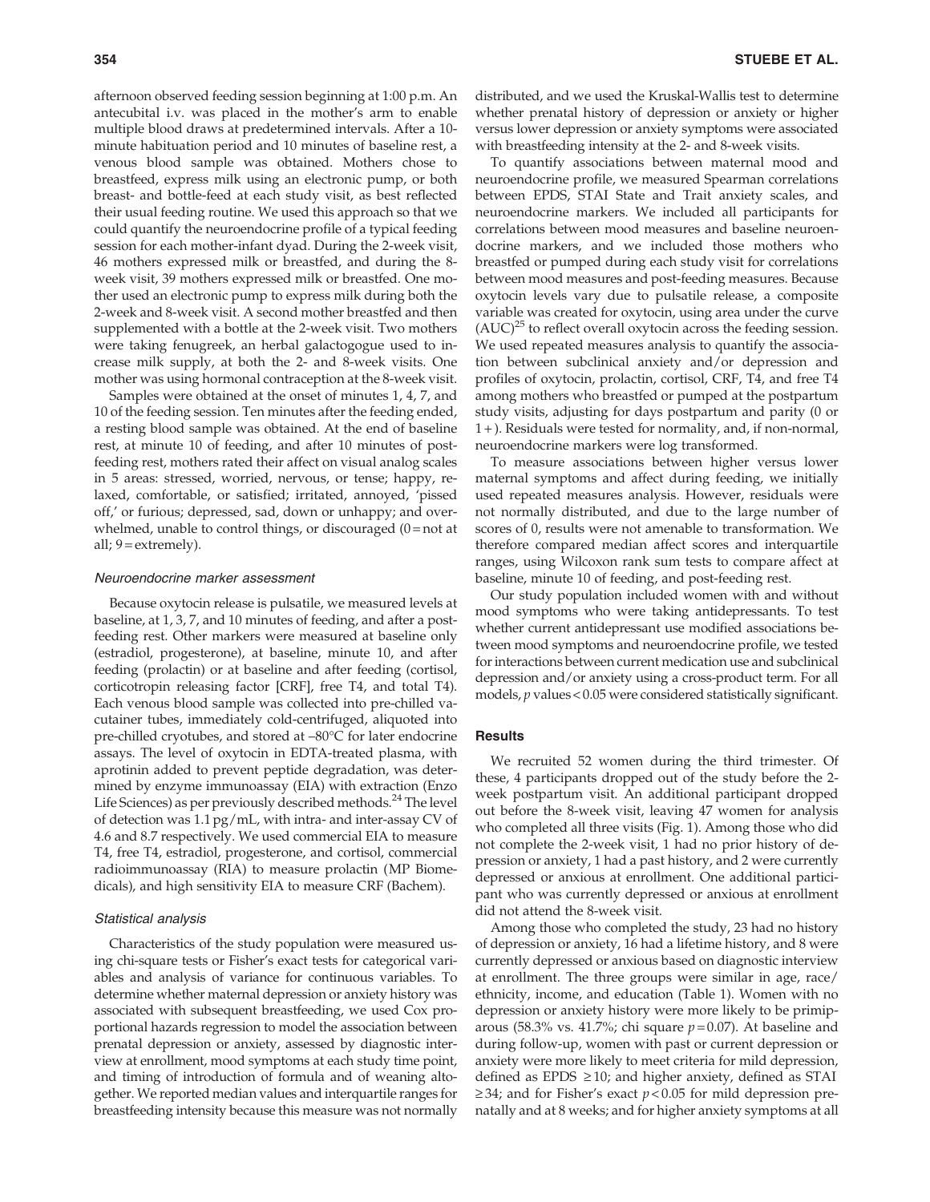afternoon observed feeding session beginning at 1:00 p.m. An antecubital i.v. was placed in the mother's arm to enable multiple blood draws at predetermined intervals. After a 10-minute habituation period and 10 minutes of baseline rest, a venous blood sample was obtained. Mothers chose to breastfeed, express milk using an electronic pump, or both breast- and bottle-feed at each study visit, as best reflected their usual feeding routine. We used this approach so that we could quantify the neuroendocrine profile of a typical feeding session for each mother-infant dyad. During the 2-week visit, 46 mothers expressed milk or breastfed, and during the 8-week visit, 39 mothers expressed milk or breastfed. One mother used an electronic pump to express milk during both the 2-week and 8-week visit. A second mother breastfed and then supplemented with a bottle at the 2-week visit. Two mothers were taking fenugreek, an herbal galactogogue used to increase milk supply, at both the 2- and 8-week visits. One mother was using hormonal contraception at the 8-week visit.

Samples were obtained at the onset of minutes 1, 4, 7, and 10 of the feeding session. Ten minutes after the feeding ended, a resting blood sample was obtained. At the end of baseline rest, at minute 10 of feeding, and after 10 minutes of post-feeding rest, mothers rated their affect on visual analog scales in 5 areas: stressed, worried, nervous, or tense; happy, relaxed, comfortable, or satisfied; irritated, annoyed, 'pissed off,' or furious; depressed, sad, down or unhappy; and overwhelmed, unable to control things, or discouraged (0 = not at all; 9 = extremely).

### *Neuroendocrine marker assessment*

Because oxytocin release is pulsatile, we measured levels at baseline, at 1, 3, 7, and 10 minutes of feeding, and after a post-feeding rest. Other markers were measured at baseline only (estradiol, progesterone), at baseline, minute 10, and after feeding (prolactin) or at baseline and after feeding (cortisol, corticotropin releasing factor [CRF], free T4, and total T4). Each venous blood sample was collected into pre-chilled vacutainer tubes, immediately cold-centrifuged, aliquoted into pre-chilled cryotubes, and stored at –80°C for later endocrine assays. The level of oxytocin in EDTA-treated plasma, with aprotinin added to prevent peptide degradation, was determined by enzyme immunoassay (EIA) with extraction (Enzo Life Sciences) as per previously described methods.[24] The level of detection was 1.1 pg/mL, with intra- and inter-assay CV of 4.6 and 8.7 respectively. We used commercial EIA to measure T4, free T4, estradiol, progesterone, and cortisol, commercial radioimmunoassay (RIA) to measure prolactin (MP Biomedicals), and high sensitivity EIA to measure CRF (Bachem).

### *Statistical analysis*

Characteristics of the study population were measured using chi-square tests or Fisher's exact tests for categorical variables and analysis of variance for continuous variables. To determine whether maternal depression or anxiety history was associated with subsequent breastfeeding, we used Cox proportional hazards regression to model the association between prenatal depression or anxiety, assessed by diagnostic interview at enrollment, mood symptoms at each study time point, and timing of introduction of formula and of weaning altogether. We reported median values and interquartile ranges for breastfeeding intensity because this measure was not normally distributed, and we used the Kruskal-Wallis test to determine whether prenatal history of depression or anxiety or higher versus lower depression or anxiety symptoms were associated with breastfeeding intensity at the 2- and 8-week visits.

To quantify associations between maternal mood and neuroendocrine profile, we measured Spearman correlations between EPDS, STAI State and Trait anxiety scales, and neuroendocrine markers. We included all participants for correlations between mood measures and baseline neuroendocrine markers, and we included those mothers who breastfed or pumped during each study visit for correlations between mood measures and post-feeding measures. Because oxytocin levels vary due to pulsatile release, a composite variable was created for oxytocin, using area under the curve (AUC)[25] to reflect overall oxytocin across the feeding session. We used repeated measures analysis to quantify the association between subclinical anxiety and/or depression and profiles of oxytocin, prolactin, cortisol, CRF, T4, and free T4 among mothers who breastfed or pumped at the postpartum study visits, adjusting for days postpartum and parity (0 or 1+). Residuals were tested for normality, and, if non-normal, neuroendocrine markers were log transformed.

To measure associations between higher versus lower maternal symptoms and affect during feeding, we initially used repeated measures analysis. However, residuals were not normally distributed, and due to the large number of scores of 0, results were not amenable to transformation. We therefore compared median affect scores and interquartile ranges, using Wilcoxon rank sum tests to compare affect at baseline, minute 10 of feeding, and post-feeding rest.

Our study population included women with and without mood symptoms who were taking antidepressants. To test whether current antidepressant use modified associations between mood symptoms and neuroendocrine profile, we tested for interactions between current medication use and subclinical depression and/or anxiety using a cross-product term. For all models, $p$ values $< 0.05$ were considered statistically significant.

## Results

We recruited 52 women during the third trimester. Of these, 4 participants dropped out of the study before the 2-week postpartum visit. An additional participant dropped out before the 8-week visit, leaving 47 women for analysis who completed all three visits (Fig. 1). Among those who did not complete the 2-week visit, 1 had no prior history of depression or anxiety, 1 had a past history, and 2 were currently depressed or anxious at enrollment. One additional participant who was currently depressed or anxious at enrollment did not attend the 8-week visit.

Among those who completed the study, 23 had no history of depression or anxiety, 16 had a lifetime history, and 8 were currently depressed or anxious based on diagnostic interview at enrollment. The three groups were similar in age, race/ethnicity, income, and education (Table 1). Women with no depression or anxiety history were more likely to be primiparous (58.3% vs. 41.7%; chi square $p = 0.07$). At baseline and during follow-up, women with past or current depression or anxiety were more likely to meet criteria for mild depression, defined as EPDS $\geq 10$; and higher anxiety, defined as STAI $\geq 34$; and for Fisher's exact $p < 0.05$ for mild depression prenatally and at 8 weeks; and for higher anxiety symptoms at all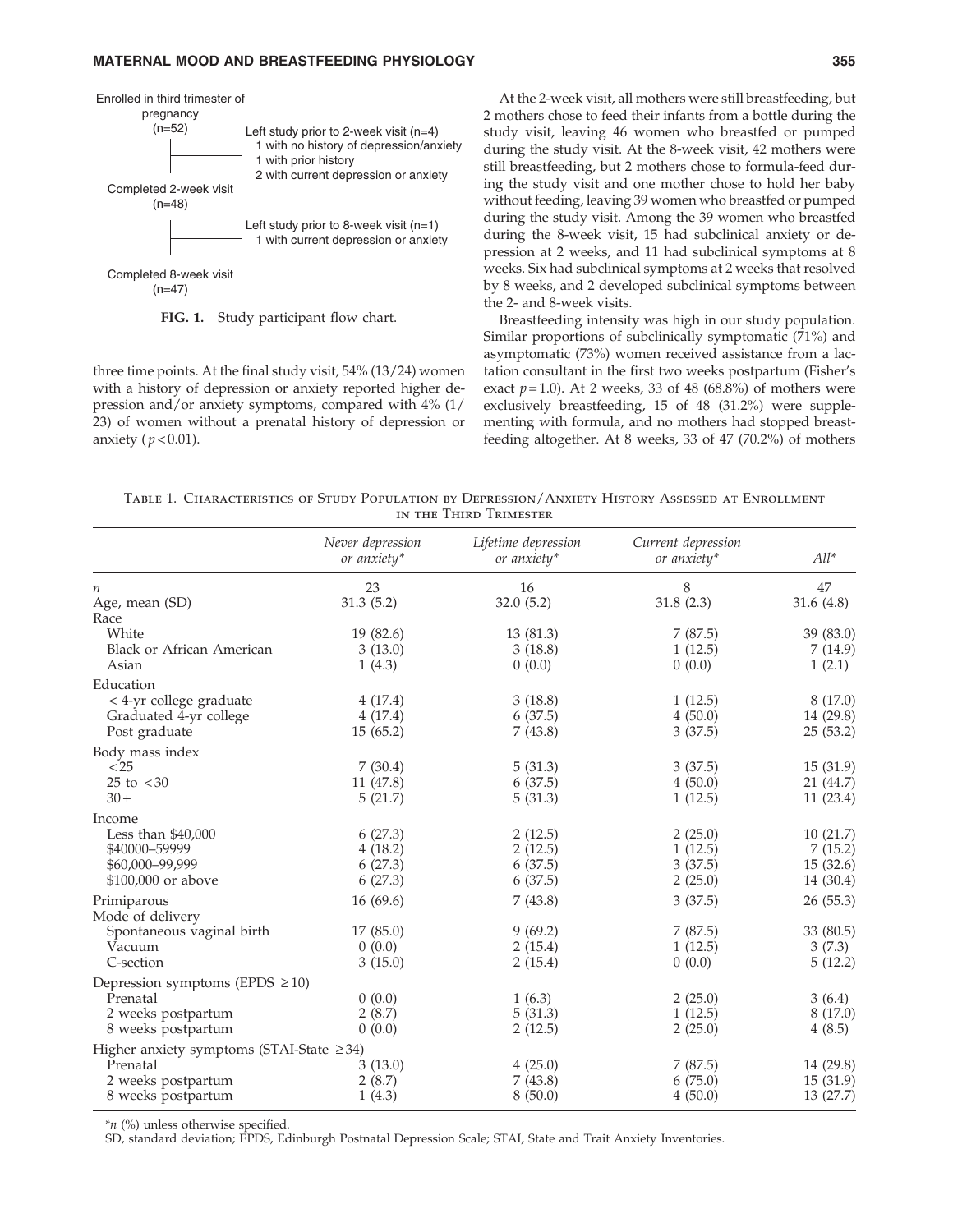Enrolled in third trimester of pregnancy (n=52)

Left study prior to 2-week visit (n=4)
- 1 with no history of depression/anxiety
- 1 with prior history
- 2 with current depression or anxiety

Completed 2-week visit (n=48)

Left study prior to 8-week visit (n=1)
- 1 with current depression or anxiety

Completed 8-week visit (n=47)

**FIG. 1.** Study participant flow chart.

three time points. At the final study visit, 54% (13/24) women with a history of depression or anxiety reported higher depression and/or anxiety symptoms, compared with 4% (1/23) of women without a prenatal history of depression or anxiety ($p < 0.01$).

At the 2-week visit, all mothers were still breastfeeding, but 2 mothers chose to feed their infants from a bottle during the study visit, leaving 46 women who breastfed or pumped during the study visit. At the 8-week visit, 42 mothers were still breastfeeding, but 2 mothers chose to formula-feed during the study visit and one mother chose to hold her baby without feeding, leaving 39 women who breastfed or pumped during the study visit. Among the 39 women who breastfed during the 8-week visit, 15 had subclinical anxiety or depression at 2 weeks, and 11 had subclinical symptoms at 8 weeks. Six had subclinical symptoms at 2 weeks that resolved by 8 weeks, and 2 developed subclinical symptoms between the 2- and 8-week visits.

Breastfeeding intensity was high in our study population. Similar proportions of subclinically symptomatic (71%) and asymptomatic (73%) women received assistance from a lactation consultant in the first two weeks postpartum (Fisher's exact $p = 1.0$). At 2 weeks, 33 of 48 (68.8%) of mothers were exclusively breastfeeding, 15 of 48 (31.2%) were supplementing with formula, and no mothers had stopped breastfeeding altogether. At 8 weeks, 33 of 47 (70.2%) of mothers

Table 1. Characteristics of Study Population by Depression/Anxiety History Assessed at Enrollment in the Third Trimester

| | *Never depression or anxiety** | *Lifetime depression or anxiety** | *Current depression or anxiety** | *All** |
|---|---|---|---|---|
| *n* | 23 | 16 | 8 | 47 |
| Age, mean (SD) | 31.3 (5.2) | 32.0 (5.2) | 31.8 (2.3) | 31.6 (4.8) |
| Race | | | | |
| White | 19 (82.6) | 13 (81.3) | 7 (87.5) | 39 (83.0) |
| Black or African American | 3 (13.0) | 3 (18.8) | 1 (12.5) | 7 (14.9) |
| Asian | 1 (4.3) | 0 (0.0) | 0 (0.0) | 1 (2.1) |
| Education | | | | |
| < 4-yr college graduate | 4 (17.4) | 3 (18.8) | 1 (12.5) | 8 (17.0) |
| Graduated 4-yr college | 4 (17.4) | 6 (37.5) | 4 (50.0) | 14 (29.8) |
| Post graduate | 15 (65.2) | 7 (43.8) | 3 (37.5) | 25 (53.2) |
| Body mass index | | | | |
| <25 | 7 (30.4) | 5 (31.3) | 3 (37.5) | 15 (31.9) |
| 25 to <30 | 11 (47.8) | 6 (37.5) | 4 (50.0) | 21 (44.7) |
| 30+ | 5 (21.7) | 5 (31.3) | 1 (12.5) | 11 (23.4) |
| Income | | | | |
| Less than $40,000 | 6 (27.3) | 2 (12.5) | 2 (25.0) | 10 (21.7) |
| $40000–59999 | 4 (18.2) | 2 (12.5) | 1 (12.5) | 7 (15.2) |
| $60,000–99,999 | 6 (27.3) | 6 (37.5) | 3 (37.5) | 15 (32.6) |
| $100,000 or above | 6 (27.3) | 6 (37.5) | 2 (25.0) | 14 (30.4) |
| Primiparous | 16 (69.6) | 7 (43.8) | 3 (37.5) | 26 (55.3) |
| Mode of delivery | | | | |
| Spontaneous vaginal birth | 17 (85.0) | 9 (69.2) | 7 (87.5) | 33 (80.5) |
| Vacuum | 0 (0.0) | 2 (15.4) | 1 (12.5) | 3 (7.3) |
| C-section | 3 (15.0) | 2 (15.4) | 0 (0.0) | 5 (12.2) |
| Depression symptoms (EPDS ≥10) | | | | |
| Prenatal | 0 (0.0) | 1 (6.3) | 2 (25.0) | 3 (6.4) |
| 2 weeks postpartum | 2 (8.7) | 5 (31.3) | 1 (12.5) | 8 (17.0) |
| 8 weeks postpartum | 0 (0.0) | 2 (12.5) | 2 (25.0) | 4 (8.5) |
| Higher anxiety symptoms (STAI-State ≥34) | | | | |
| Prenatal | 3 (13.0) | 4 (25.0) | 7 (87.5) | 14 (29.8) |
| 2 weeks postpartum | 2 (8.7) | 7 (43.8) | 6 (75.0) | 15 (31.9) |
| 8 weeks postpartum | 1 (4.3) | 8 (50.0) | 4 (50.0) | 13 (27.7) |

**n* (%) unless otherwise specified.

SD, standard deviation; EPDS, Edinburgh Postnatal Depression Scale; STAI, State and Trait Anxiety Inventories.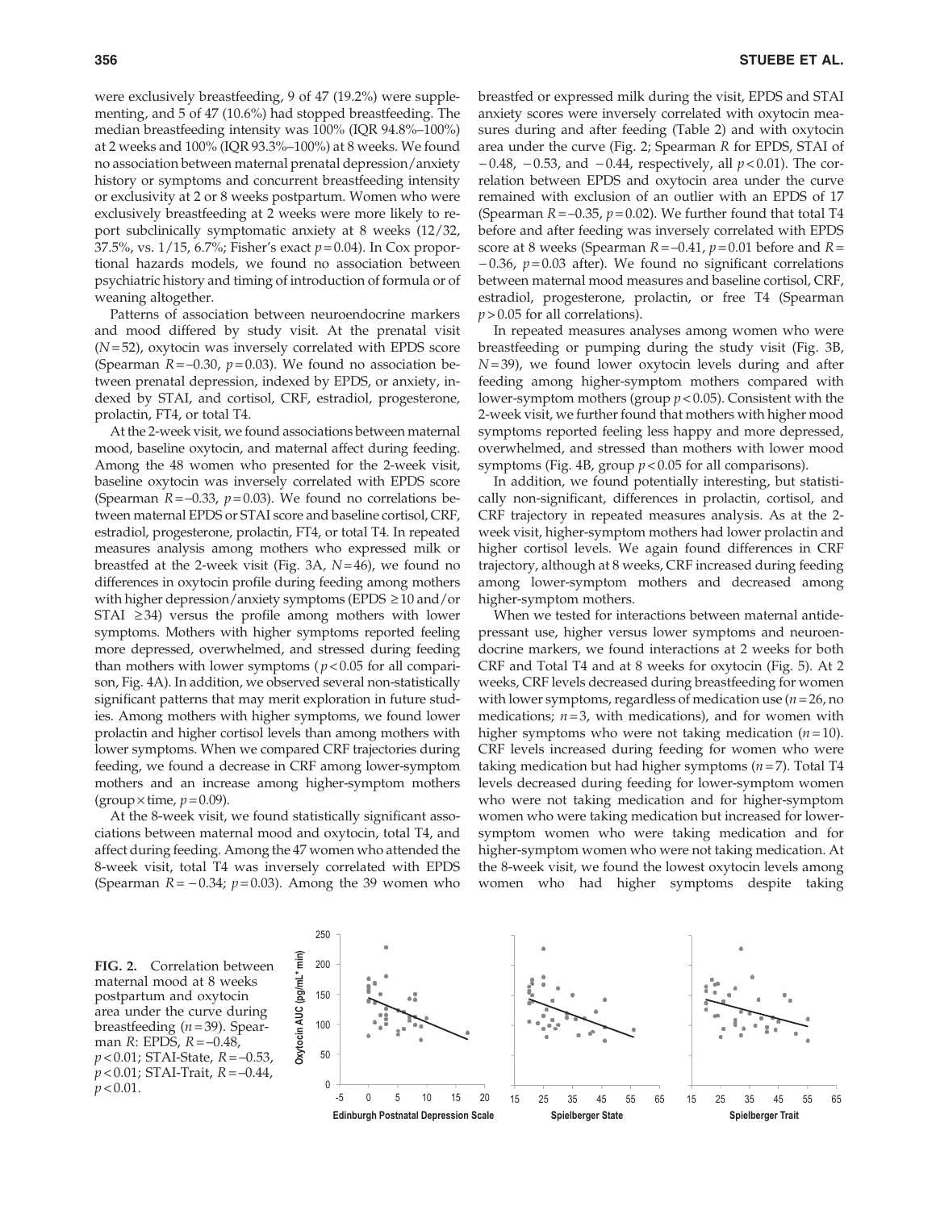were exclusively breastfeeding, 9 of 47 (19.2%) were supplementing, and 5 of 47 (10.6%) had stopped breastfeeding. The median breastfeeding intensity was 100% (IQR 94.8%–100%) at 2 weeks and 100% (IQR 93.3%–100%) at 8 weeks. We found no association between maternal prenatal depression/anxiety history or symptoms and concurrent breastfeeding intensity or exclusivity at 2 or 8 weeks postpartum. Women who were exclusively breastfeeding at 2 weeks were more likely to report subclinically symptomatic anxiety at 8 weeks (12/32, 37.5%, vs. 1/15, 6.7%; Fisher's exact $p = 0.04$). In Cox proportional hazards models, we found no association between psychiatric history and timing of introduction of formula or of weaning altogether.

Patterns of association between neuroendocrine markers and mood differed by study visit. At the prenatal visit ($N = 52$), oxytocin was inversely correlated with EPDS score (Spearman $R = -0.30$, $p = 0.03$). We found no association between prenatal depression, indexed by EPDS, or anxiety, indexed by STAI, and cortisol, CRF, estradiol, progesterone, prolactin, FT4, or total T4.

At the 2-week visit, we found associations between maternal mood, baseline oxytocin, and maternal affect during feeding. Among the 48 women who presented for the 2-week visit, baseline oxytocin was inversely correlated with EPDS score (Spearman $R = -0.33$, $p = 0.03$). We found no correlations between maternal EPDS or STAI score and baseline cortisol, CRF, estradiol, progesterone, prolactin, FT4, or total T4. In repeated measures analysis among mothers who expressed milk or breastfed at the 2-week visit (Fig. 3A, $N = 46$), we found no differences in oxytocin profile during feeding among mothers with higher depression/anxiety symptoms (EPDS $\geq 10$ and/or STAI $\geq 34$) versus the profile among mothers with lower symptoms. Mothers with higher symptoms reported feeling more depressed, overwhelmed, and stressed during feeding than mothers with lower symptoms ($p < 0.05$ for all comparison, Fig. 4A). In addition, we observed several non-statistically significant patterns that may merit exploration in future studies. Among mothers with higher symptoms, we found lower prolactin and higher cortisol levels than among mothers with lower symptoms. When we compared CRF trajectories during feeding, we found a decrease in CRF among lower-symptom mothers and an increase among higher-symptom mothers (group × time, $p = 0.09$).

At the 8-week visit, we found statistically significant associations between maternal mood and oxytocin, total T4, and affect during feeding. Among the 47 women who attended the 8-week visit, total T4 was inversely correlated with EPDS (Spearman $R = -0.34$; $p = 0.03$). Among the 39 women who breastfed or expressed milk during the visit, EPDS and STAI anxiety scores were inversely correlated with oxytocin measures during and after feeding (Table 2) and with oxytocin area under the curve (Fig. 2; Spearman $R$ for EPDS, STAI of $-0.48$, $-0.53$, and $-0.44$, respectively, all $p < 0.01$). The correlation between EPDS and oxytocin area under the curve remained with exclusion of an outlier with an EPDS of 17 (Spearman $R = -0.35$, $p = 0.02$). We further found that total T4 before and after feeding was inversely correlated with EPDS score at 8 weeks (Spearman $R = -0.41$, $p = 0.01$ before and $R = -0.36$, $p = 0.03$ after). We found no significant correlations between maternal mood measures and baseline cortisol, CRF, estradiol, progesterone, prolactin, or free T4 (Spearman $p > 0.05$ for all correlations).

In repeated measures analyses among women who were breastfeeding or pumping during the study visit (Fig. 3B, $N = 39$), we found lower oxytocin levels during and after feeding among higher-symptom mothers compared with lower-symptom mothers (group $p < 0.05$). Consistent with the 2-week visit, we further found that mothers with higher mood symptoms reported feeling less happy and more depressed, overwhelmed, and stressed than mothers with lower mood symptoms (Fig. 4B, group $p < 0.05$ for all comparisons).

In addition, we found potentially interesting, but statistically non-significant, differences in prolactin, cortisol, and CRF trajectory in repeated measures analysis. As at the 2-week visit, higher-symptom mothers had lower prolactin and higher cortisol levels. We again found differences in CRF trajectory, although at 8 weeks, CRF increased during feeding among lower-symptom mothers and decreased among higher-symptom mothers.

When we tested for interactions between maternal antidepressant use, higher versus lower symptoms and neuroendocrine markers, we found interactions at 2 weeks for both CRF and Total T4 and at 8 weeks for oxytocin (Fig. 5). At 2 weeks, CRF levels decreased during breastfeeding for women with lower symptoms, regardless of medication use ($n = 26$, no medications; $n = 3$, with medications), and for women with higher symptoms who were not taking medication ($n = 10$). CRF levels increased during feeding for women who were taking medication but had higher symptoms ($n = 7$). Total T4 levels decreased during feeding for lower-symptom women who were not taking medication and for higher-symptom women who were taking medication but increased for lower-symptom women who were taking medication and for higher-symptom women who were not taking medication. At the 8-week visit, we found the lowest oxytocin levels among women who had higher symptoms despite taking

**FIG. 2.** Correlation between maternal mood at 8 weeks postpartum and oxytocin area under the curve during breastfeeding ($n = 39$). Spearman $R$: EPDS, $R = -0.48$, $p < 0.01$; STAI-State, $R = -0.53$, $p < 0.01$; STAI-Trait, $R = -0.44$, $p < 0.01$.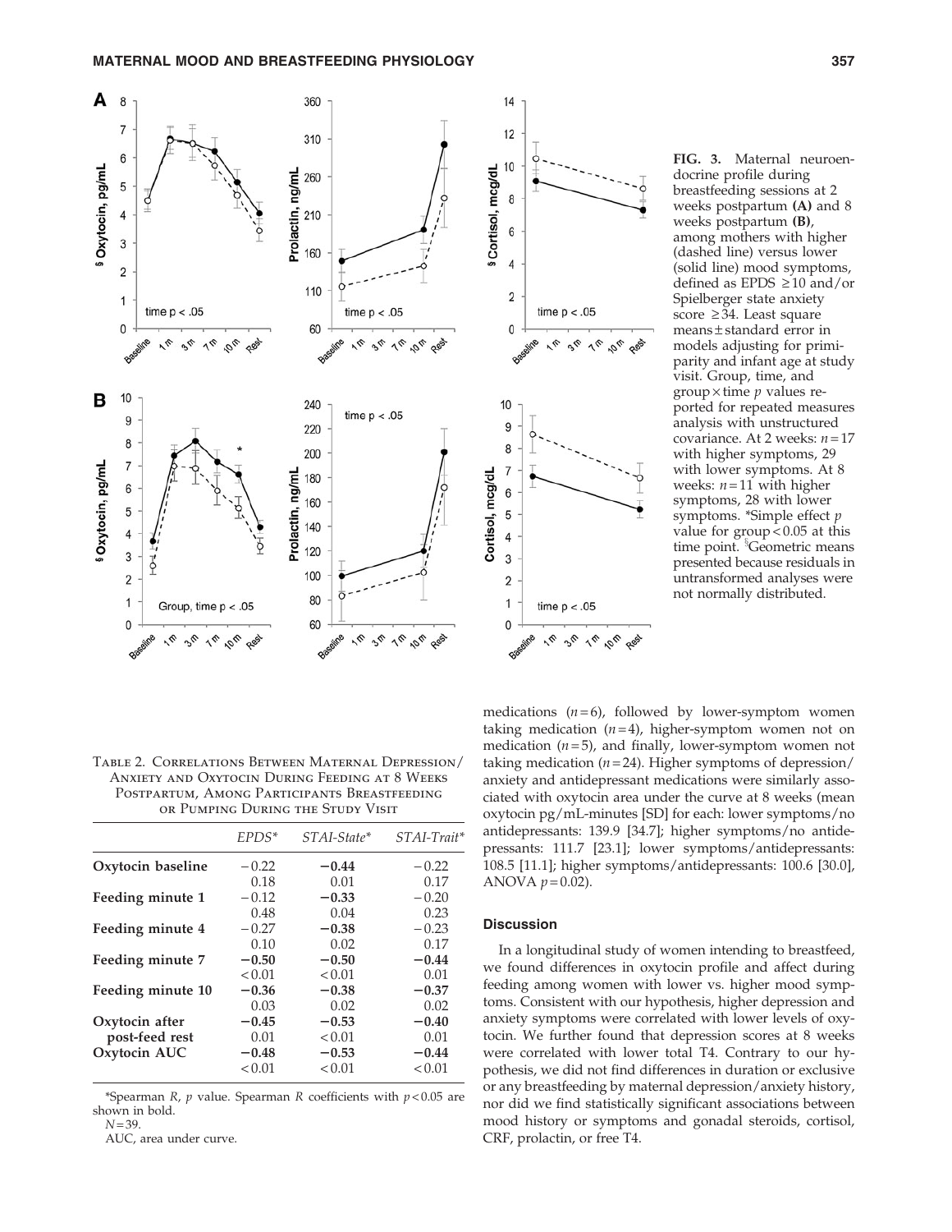**FIG. 3.** Maternal neuroendocrine profile during breastfeeding sessions at 2 weeks postpartum **(A)** and 8 weeks postpartum **(B)**, among mothers with higher (dashed line) versus lower (solid line) mood symptoms, defined as EPDS ≥10 and/or Spielberger state anxiety score ≥34. Least square means ± standard error in models adjusting for primiparity and infant age at study visit. Group, time, and group × time $p$ values reported for repeated measures analysis with unstructured covariance. At 2 weeks: $n = 17$ with higher symptoms, 29 with lower symptoms. At 8 weeks: $n = 11$ with higher symptoms, 28 with lower symptoms. *Simple effect $p$ value for group < 0.05 at this time point. §Geometric means presented because residuals in untransformed analyses were not normally distributed.

Table 2. Correlations Between Maternal Depression/Anxiety and Oxytocin During Feeding at 8 Weeks Postpartum, Among Participants Breastfeeding or Pumping During the Study Visit

| | *EPDS** | *STAI-State** | *STAI-Trait** |
|---|---|---|---|
| **Oxytocin baseline** | −0.22 | **−0.44** | −0.22 |
| | 0.18 | 0.01 | 0.17 |
| **Feeding minute 1** | −0.12 | **−0.33** | −0.20 |
| | 0.48 | 0.04 | 0.23 |
| **Feeding minute 4** | −0.27 | **−0.38** | −0.23 |
| | 0.10 | 0.02 | 0.17 |
| **Feeding minute 7** | **−0.50** | **−0.50** | **−0.44** |
| | < 0.01 | < 0.01 | 0.01 |
| **Feeding minute 10** | **−0.36** | **−0.38** | **−0.37** |
| | 0.03 | 0.02 | 0.02 |
| **Oxytocin after post-feed rest** | **−0.45** | **−0.53** | **−0.40** |
| | 0.01 | < 0.01 | 0.01 |
| **Oxytocin AUC** | **−0.48** | **−0.53** | **−0.44** |
| | < 0.01 | < 0.01 | < 0.01 |

*Spearman $R$, $p$ value. Spearman $R$ coefficients with $p < 0.05$ are shown in bold.

$N = 39$.

AUC, area under curve.

medications ($n = 6$), followed by lower-symptom women taking medication ($n = 4$), higher-symptom women not on medication ($n = 5$), and finally, lower-symptom women not taking medication ($n = 24$). Higher symptoms of depression/anxiety and antidepressant medications were similarly associated with oxytocin area under the curve at 8 weeks (mean oxytocin pg/mL-minutes [SD] for each: lower symptoms/no antidepressants: 139.9 [34.7]; higher symptoms/no antidepressants: 111.7 [23.1]; lower symptoms/antidepressants: 108.5 [11.1]; higher symptoms/antidepressants: 100.6 [30.0], ANOVA $p = 0.02$).

## Discussion

In a longitudinal study of women intending to breastfeed, we found differences in oxytocin profile and affect during feeding among women with lower vs. higher mood symptoms. Consistent with our hypothesis, higher depression and anxiety symptoms were correlated with lower levels of oxytocin. We further found that depression scores at 8 weeks were correlated with lower total T4. Contrary to our hypothesis, we did not find differences in duration or exclusive or any breastfeeding by maternal depression/anxiety history, nor did we find statistically significant associations between mood history or symptoms and gonadal steroids, cortisol, CRF, prolactin, or free T4.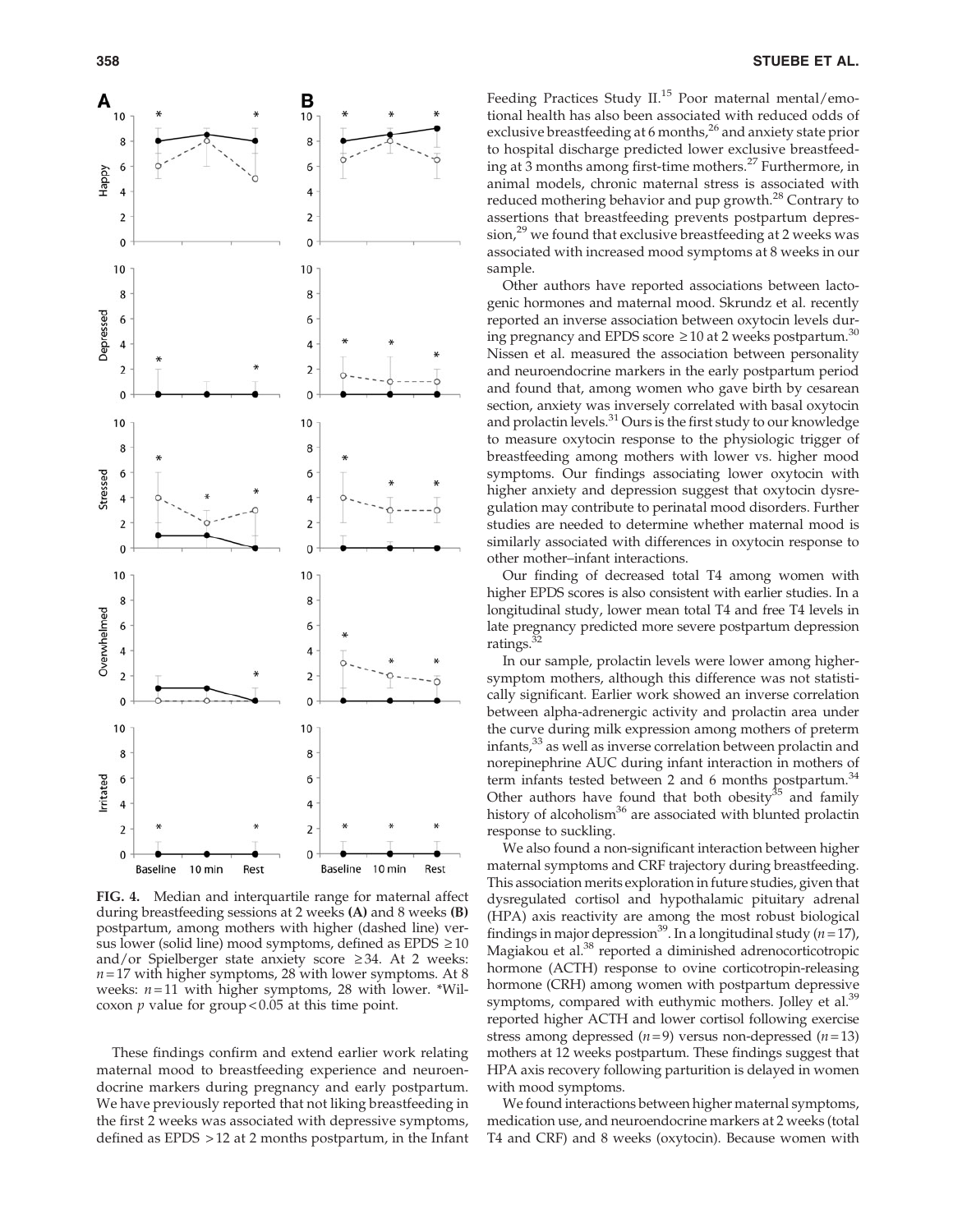FIG. 4. Median and interquartile range for maternal affect during breastfeeding sessions at 2 weeks **(A)** and 8 weeks **(B)** postpartum, among mothers with higher (dashed line) versus lower (solid line) mood symptoms, defined as EPDS ≥10 and/or Spielberger state anxiety score ≥34. At 2 weeks: $n = 17$ with higher symptoms, 28 with lower symptoms. At 8 weeks: $n = 11$ with higher symptoms, 28 with lower. *Wilcoxon $p$ value for group $< 0.05$ at this time point.

These findings confirm and extend earlier work relating maternal mood to breastfeeding experience and neuroendocrine markers during pregnancy and early postpartum. We have previously reported that not liking breastfeeding in the first 2 weeks was associated with depressive symptoms, defined as EPDS >12 at 2 months postpartum, in the Infant Feeding Practices Study II.[15] Poor maternal mental/emotional health has also been associated with reduced odds of exclusive breastfeeding at 6 months,[26] and anxiety state prior to hospital discharge predicted lower exclusive breastfeeding at 3 months among first-time mothers.[27] Furthermore, in animal models, chronic maternal stress is associated with reduced mothering behavior and pup growth.[28] Contrary to assertions that breastfeeding prevents postpartum depression,[29] we found that exclusive breastfeeding at 2 weeks was associated with increased mood symptoms at 8 weeks in our sample.

Other authors have reported associations between lactogenic hormones and maternal mood. Skrundz et al. recently reported an inverse association between oxytocin levels during pregnancy and EPDS score ≥10 at 2 weeks postpartum.[30] Nissen et al. measured the association between personality and neuroendocrine markers in the early postpartum period and found that, among women who gave birth by cesarean section, anxiety was inversely correlated with basal oxytocin and prolactin levels.[31] Ours is the first study to our knowledge to measure oxytocin response to the physiologic trigger of breastfeeding among mothers with lower vs. higher mood symptoms. Our findings associating lower oxytocin with higher anxiety and depression suggest that oxytocin dysregulation may contribute to perinatal mood disorders. Further studies are needed to determine whether maternal mood is similarly associated with differences in oxytocin response to other mother–infant interactions.

Our finding of decreased total T4 among women with higher EPDS scores is also consistent with earlier studies. In a longitudinal study, lower mean total T4 and free T4 levels in late pregnancy predicted more severe postpartum depression ratings.[32]

In our sample, prolactin levels were lower among higher-symptom mothers, although this difference was not statistically significant. Earlier work showed an inverse correlation between alpha-adrenergic activity and prolactin area under the curve during milk expression among mothers of preterm infants,[33] as well as inverse correlation between prolactin and norepinephrine AUC during infant interaction in mothers of term infants tested between 2 and 6 months postpartum.[34] Other authors have found that both obesity[35] and family history of alcoholism[36] are associated with blunted prolactin response to suckling.

We also found a non-significant interaction between higher maternal symptoms and CRF trajectory during breastfeeding. This association merits exploration in future studies, given that dysregulated cortisol and hypothalamic pituitary adrenal (HPA) axis reactivity are among the most robust biological findings in major depression[39]. In a longitudinal study ($n = 17$), Magiakou et al.[38] reported a diminished adrenocorticotropic hormone (ACTH) response to ovine corticotropin-releasing hormone (CRH) among women with postpartum depressive symptoms, compared with euthymic mothers. Jolley et al.[39] reported higher ACTH and lower cortisol following exercise stress among depressed ($n = 9$) versus non-depressed ($n = 13$) mothers at 12 weeks postpartum. These findings suggest that HPA axis recovery following parturition is delayed in women with mood symptoms.

We found interactions between higher maternal symptoms, medication use, and neuroendocrine markers at 2 weeks (total T4 and CRF) and 8 weeks (oxytocin). Because women with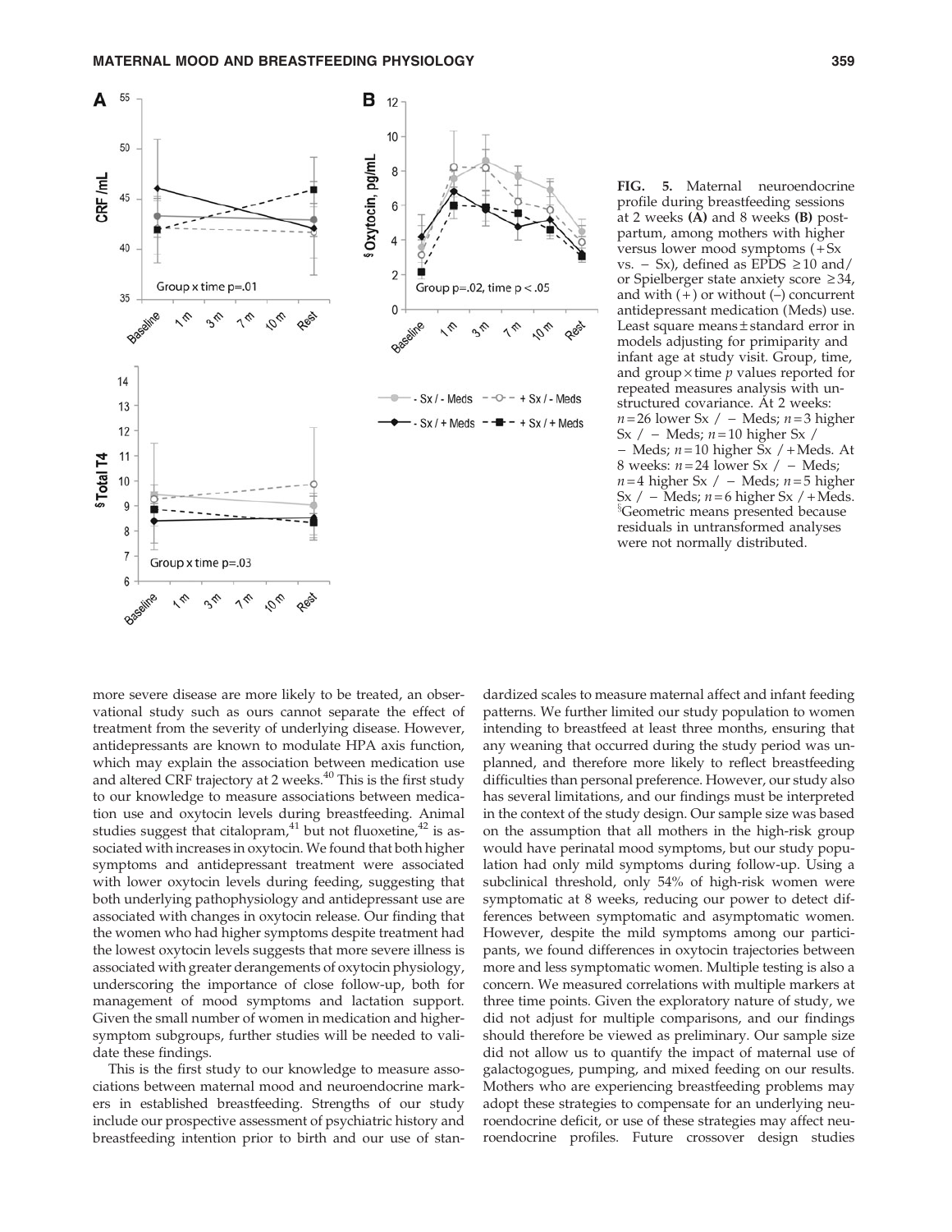A

CRF /mL

55
50
45
40
35

Group x time p=.01

Baseline 1 m 3 m 7 m 10 m Rest

§ Total T4

14
13
12
11
10
9
8
7
6

Group x time p=.03

Baseline 1 m 3 m 7 m 10 m Rest

B

§ Oxytocin, pg/mL

12
10
8
6
4
2
0

Group p=.02, time p < .05

Baseline 1 m 3 m 7 m 10 m Rest

- Sx / - Meds
+ Sx / - Meds
- Sx / + Meds
+ Sx / + Meds

**FIG. 5.** Maternal neuroendocrine profile during breastfeeding sessions at 2 weeks **(A)** and 8 weeks **(B)** postpartum, among mothers with higher versus lower mood symptoms (+Sx vs. − Sx), defined as EPDS ≥10 and/or Spielberger state anxiety score ≥34, and with (+) or without (–) concurrent antidepressant medication (Meds) use. Least square means ± standard error in models adjusting for primiparity and infant age at study visit. Group, time, and group × time *p* values reported for repeated measures analysis with unstructured covariance. At 2 weeks: *n* = 26 lower Sx / − Meds; *n* = 3 higher Sx / − Meds; *n* = 10 higher Sx / − Meds; *n* = 10 higher Sx / + Meds. At 8 weeks: *n* = 24 lower Sx / − Meds; *n* = 4 higher Sx / − Meds; *n* = 5 higher Sx / − Meds; *n* = 6 higher Sx / + Meds. [§]Geometric means presented because residuals in untransformed analyses were not normally distributed.

more severe disease are more likely to be treated, an observational study such as ours cannot separate the effect of treatment from the severity of underlying disease. However, antidepressants are known to modulate HPA axis function, which may explain the association between medication use and altered CRF trajectory at 2 weeks.[40] This is the first study to our knowledge to measure associations between medication use and oxytocin levels during breastfeeding. Animal studies suggest that citalopram,[41] but not fluoxetine,[42] is associated with increases in oxytocin. We found that both higher symptoms and antidepressant treatment were associated with lower oxytocin levels during feeding, suggesting that both underlying pathophysiology and antidepressant use are associated with changes in oxytocin release. Our finding that the women who had higher symptoms despite treatment had the lowest oxytocin levels suggests that more severe illness is associated with greater derangements of oxytocin physiology, underscoring the importance of close follow-up, both for management of mood symptoms and lactation support. Given the small number of women in medication and higher-symptom subgroups, further studies will be needed to validate these findings.

This is the first study to our knowledge to measure associations between maternal mood and neuroendocrine markers in established breastfeeding. Strengths of our study include our prospective assessment of psychiatric history and breastfeeding intention prior to birth and our use of standardized scales to measure maternal affect and infant feeding patterns. We further limited our study population to women intending to breastfeed at least three months, ensuring that any weaning that occurred during the study period was unplanned, and therefore more likely to reflect breastfeeding difficulties than personal preference. However, our study also has several limitations, and our findings must be interpreted in the context of the study design. Our sample size was based on the assumption that all mothers in the high-risk group would have perinatal mood symptoms, but our study population had only mild symptoms during follow-up. Using a subclinical threshold, only 54% of high-risk women were symptomatic at 8 weeks, reducing our power to detect differences between symptomatic and asymptomatic women. However, despite the mild symptoms among our participants, we found differences in oxytocin trajectories between more and less symptomatic women. Multiple testing is also a concern. We measured correlations with multiple markers at three time points. Given the exploratory nature of study, we did not adjust for multiple comparisons, and our findings should therefore be viewed as preliminary. Our sample size did not allow us to quantify the impact of maternal use of galactogogues, pumping, and mixed feeding on our results. Mothers who are experiencing breastfeeding problems may adopt these strategies to compensate for an underlying neuroendocrine deficit, or use of these strategies may affect neuroendocrine profiles. Future crossover design studies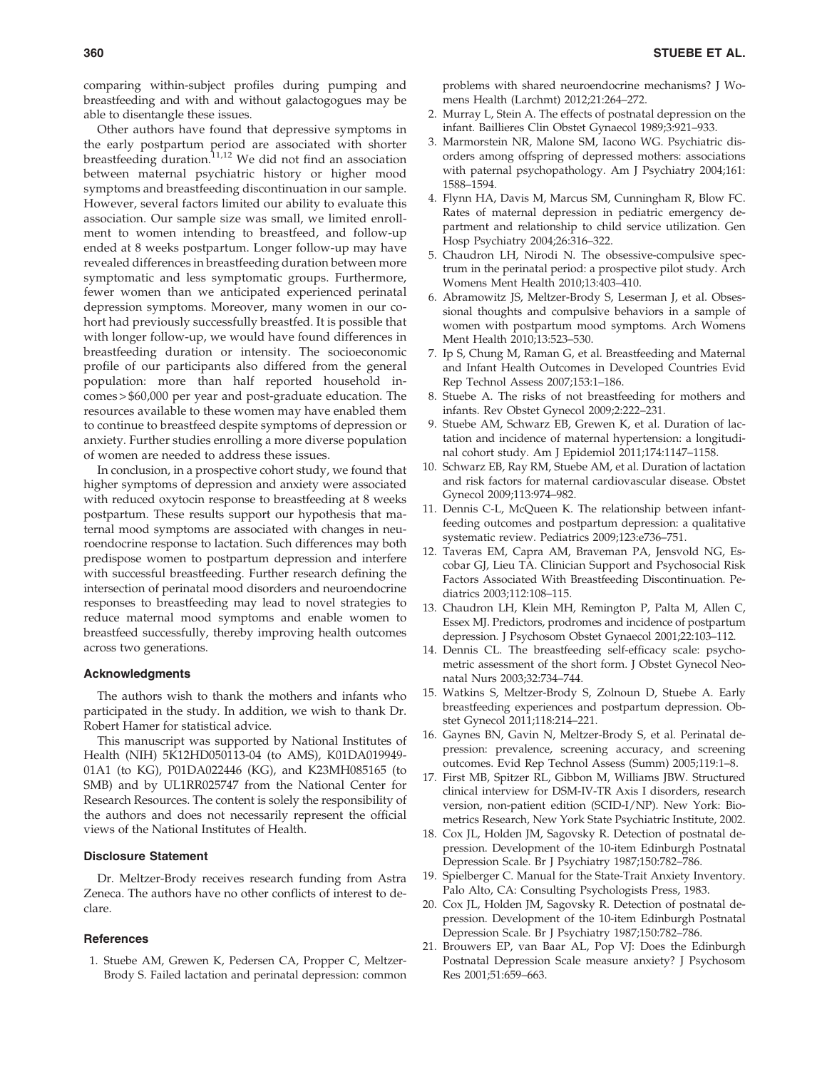comparing within-subject profiles during pumping and breastfeeding and with and without galactogogues may be able to disentangle these issues.

Other authors have found that depressive symptoms in the early postpartum period are associated with shorter breastfeeding duration.[11,12] We did not find an association between maternal psychiatric history or higher mood symptoms and breastfeeding discontinuation in our sample. However, several factors limited our ability to evaluate this association. Our sample size was small, we limited enrollment to women intending to breastfeed, and follow-up ended at 8 weeks postpartum. Longer follow-up may have revealed differences in breastfeeding duration between more symptomatic and less symptomatic groups. Furthermore, fewer women than we anticipated experienced perinatal depression symptoms. Moreover, many women in our cohort had previously successfully breastfed. It is possible that with longer follow-up, we would have found differences in breastfeeding duration or intensity. The socioeconomic profile of our participants also differed from the general population: more than half reported household incomes > $60,000 per year and post-graduate education. The resources available to these women may have enabled them to continue to breastfeed despite symptoms of depression or anxiety. Further studies enrolling a more diverse population of women are needed to address these issues.

In conclusion, in a prospective cohort study, we found that higher symptoms of depression and anxiety were associated with reduced oxytocin response to breastfeeding at 8 weeks postpartum. These results support our hypothesis that maternal mood symptoms are associated with changes in neuroendocrine response to lactation. Such differences may both predispose women to postpartum depression and interfere with successful breastfeeding. Further research defining the intersection of perinatal mood disorders and neuroendocrine responses to breastfeeding may lead to novel strategies to reduce maternal mood symptoms and enable women to breastfeed successfully, thereby improving health outcomes across two generations.

### Acknowledgments

The authors wish to thank the mothers and infants who participated in the study. In addition, we wish to thank Dr. Robert Hamer for statistical advice.

This manuscript was supported by National Institutes of Health (NIH) 5K12HD050113-04 (to AMS), K01DA019949-01A1 (to KG), P01DA022446 (KG), and K23MH085165 (to SMB) and by UL1RR025747 from the National Center for Research Resources. The content is solely the responsibility of the authors and does not necessarily represent the official views of the National Institutes of Health.

### Disclosure Statement

Dr. Meltzer-Brody receives research funding from Astra Zeneca. The authors have no other conflicts of interest to declare.

### References

1. Stuebe AM, Grewen K, Pedersen CA, Propper C, Meltzer-Brody S. Failed lactation and perinatal depression: common problems with shared neuroendocrine mechanisms? J Womens Health (Larchmt) 2012;21:264–272.
2. Murray L, Stein A. The effects of postnatal depression on the infant. Baillieres Clin Obstet Gynaecol 1989;3:921–933.
3. Marmorstein NR, Malone SM, Iacono WG. Psychiatric disorders among offspring of depressed mothers: associations with paternal psychopathology. Am J Psychiatry 2004;161: 1588–1594.
4. Flynn HA, Davis M, Marcus SM, Cunningham R, Blow FC. Rates of maternal depression in pediatric emergency department and relationship to child service utilization. Gen Hosp Psychiatry 2004;26:316–322.
5. Chaudron LH, Nirodi N. The obsessive-compulsive spectrum in the perinatal period: a prospective pilot study. Arch Womens Ment Health 2010;13:403–410.
6. Abramowitz JS, Meltzer-Brody S, Leserman J, et al. Obsessional thoughts and compulsive behaviors in a sample of women with postpartum mood symptoms. Arch Womens Ment Health 2010;13:523–530.
7. Ip S, Chung M, Raman G, et al. Breastfeeding and Maternal and Infant Health Outcomes in Developed Countries Evid Rep Technol Assess 2007;153:1–186.
8. Stuebe A. The risks of not breastfeeding for mothers and infants. Rev Obstet Gynecol 2009;2:222–231.
9. Stuebe AM, Schwarz EB, Grewen K, et al. Duration of lactation and incidence of maternal hypertension: a longitudinal cohort study. Am J Epidemiol 2011;174:1147–1158.
10. Schwarz EB, Ray RM, Stuebe AM, et al. Duration of lactation and risk factors for maternal cardiovascular disease. Obstet Gynecol 2009;113:974–982.
11. Dennis C-L, McQueen K. The relationship between infant-feeding outcomes and postpartum depression: a qualitative systematic review. Pediatrics 2009;123:e736–751.
12. Taveras EM, Capra AM, Braveman PA, Jensvold NG, Escobar GJ, Lieu TA. Clinician Support and Psychosocial Risk Factors Associated With Breastfeeding Discontinuation. Pediatrics 2003;112:108–115.
13. Chaudron LH, Klein MH, Remington P, Palta M, Allen C, Essex MJ. Predictors, prodromes and incidence of postpartum depression. J Psychosom Obstet Gynaecol 2001;22:103–112.
14. Dennis CL. The breastfeeding self-efficacy scale: psychometric assessment of the short form. J Obstet Gynecol Neonatal Nurs 2003;32:734–744.
15. Watkins S, Meltzer-Brody S, Zolnoun D, Stuebe A. Early breastfeeding experiences and postpartum depression. Obstet Gynecol 2011;118:214–221.
16. Gaynes BN, Gavin N, Meltzer-Brody S, et al. Perinatal depression: prevalence, screening accuracy, and screening outcomes. Evid Rep Technol Assess (Summ) 2005;119:1–8.
17. First MB, Spitzer RL, Gibbon M, Williams JBW. Structured clinical interview for DSM-IV-TR Axis I disorders, research version, non-patient edition (SCID-I/NP). New York: Biometrics Research, New York State Psychiatric Institute, 2002.
18. Cox JL, Holden JM, Sagovsky R. Detection of postnatal depression. Development of the 10-item Edinburgh Postnatal Depression Scale. Br J Psychiatry 1987;150:782–786.
19. Spielberger C. Manual for the State-Trait Anxiety Inventory. Palo Alto, CA: Consulting Psychologists Press, 1983.
20. Cox JL, Holden JM, Sagovsky R. Detection of postnatal depression. Development of the 10-item Edinburgh Postnatal Depression Scale. Br J Psychiatry 1987;150:782–786.
21. Brouwers EP, van Baar AL, Pop VJ: Does the Edinburgh Postnatal Depression Scale measure anxiety? J Psychosom Res 2001;51:659–663.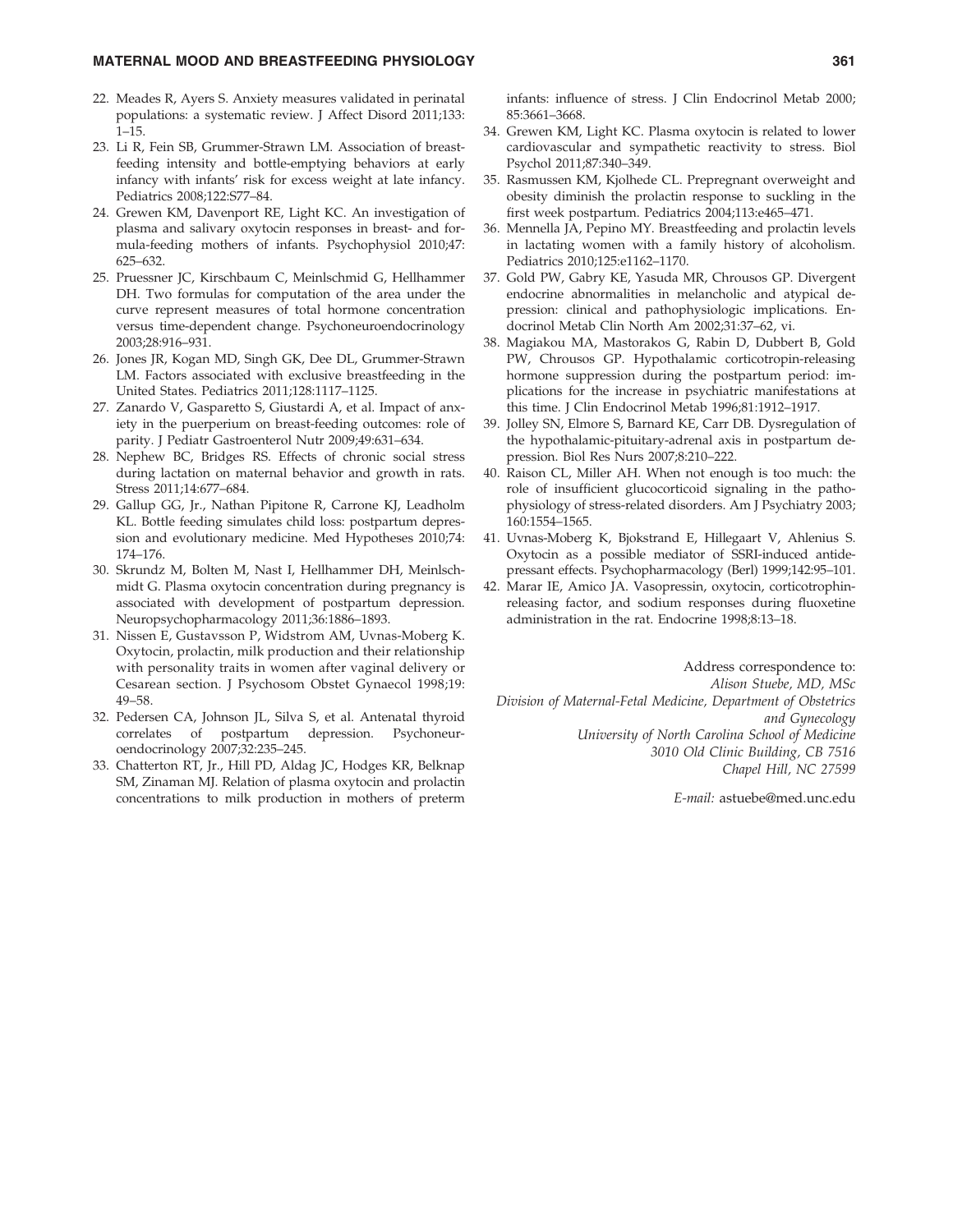22. Meades R, Ayers S. Anxiety measures validated in perinatal populations: a systematic review. J Affect Disord 2011;133: 1–15.
23. Li R, Fein SB, Grummer-Strawn LM. Association of breastfeeding intensity and bottle-emptying behaviors at early infancy with infants' risk for excess weight at late infancy. Pediatrics 2008;122:S77–84.
24. Grewen KM, Davenport RE, Light KC. An investigation of plasma and salivary oxytocin responses in breast- and formula-feeding mothers of infants. Psychophysiol 2010;47: 625–632.
25. Pruessner JC, Kirschbaum C, Meinlschmid G, Hellhammer DH. Two formulas for computation of the area under the curve represent measures of total hormone concentration versus time-dependent change. Psychoneuroendocrinology 2003;28:916–931.
26. Jones JR, Kogan MD, Singh GK, Dee DL, Grummer-Strawn LM. Factors associated with exclusive breastfeeding in the United States. Pediatrics 2011;128:1117–1125.
27. Zanardo V, Gasparetto S, Giustardi A, et al. Impact of anxiety in the puerperium on breast-feeding outcomes: role of parity. J Pediatr Gastroenterol Nutr 2009;49:631–634.
28. Nephew BC, Bridges RS. Effects of chronic social stress during lactation on maternal behavior and growth in rats. Stress 2011;14:677–684.
29. Gallup GG, Jr., Nathan Pipitone R, Carrone KJ, Leadholm KL. Bottle feeding simulates child loss: postpartum depression and evolutionary medicine. Med Hypotheses 2010;74: 174–176.
30. Skrundz M, Bolten M, Nast I, Hellhammer DH, Meinlschmidt G. Plasma oxytocin concentration during pregnancy is associated with development of postpartum depression. Neuropsychopharmacology 2011;36:1886–1893.
31. Nissen E, Gustavsson P, Widstrom AM, Uvnas-Moberg K. Oxytocin, prolactin, milk production and their relationship with personality traits in women after vaginal delivery or Cesarean section. J Psychosom Obstet Gynaecol 1998;19: 49–58.
32. Pedersen CA, Johnson JL, Silva S, et al. Antenatal thyroid correlates of postpartum depression. Psychoneuroendocrinology 2007;32:235–245.
33. Chatterton RT, Jr., Hill PD, Aldag JC, Hodges KR, Belknap SM, Zinaman MJ. Relation of plasma oxytocin and prolactin concentrations to milk production in mothers of preterm infants: influence of stress. J Clin Endocrinol Metab 2000; 85:3661–3668.
34. Grewen KM, Light KC. Plasma oxytocin is related to lower cardiovascular and sympathetic reactivity to stress. Biol Psychol 2011;87:340–349.
35. Rasmussen KM, Kjolhede CL. Prepregnant overweight and obesity diminish the prolactin response to suckling in the first week postpartum. Pediatrics 2004;113:e465–471.
36. Mennella JA, Pepino MY. Breastfeeding and prolactin levels in lactating women with a family history of alcoholism. Pediatrics 2010;125:e1162–1170.
37. Gold PW, Gabry KE, Yasuda MR, Chrousos GP. Divergent endocrine abnormalities in melancholic and atypical depression: clinical and pathophysiologic implications. Endocrinol Metab Clin North Am 2002;31:37–62, vi.
38. Magiakou MA, Mastorakos G, Rabin D, Dubbert B, Gold PW, Chrousos GP. Hypothalamic corticotropin-releasing hormone suppression during the postpartum period: implications for the increase in psychiatric manifestations at this time. J Clin Endocrinol Metab 1996;81:1912–1917.
39. Jolley SN, Elmore S, Barnard KE, Carr DB. Dysregulation of the hypothalamic-pituitary-adrenal axis in postpartum depression. Biol Res Nurs 2007;8:210–222.
40. Raison CL, Miller AH. When not enough is too much: the role of insufficient glucocorticoid signaling in the pathophysiology of stress-related disorders. Am J Psychiatry 2003; 160:1554–1565.
41. Uvnas-Moberg K, Bjokstrand E, Hillegaart V, Ahlenius S. Oxytocin as a possible mediator of SSRI-induced antidepressant effects. Psychopharmacology (Berl) 1999;142:95–101.
42. Marar IE, Amico JA. Vasopressin, oxytocin, corticotrophin-releasing factor, and sodium responses during fluoxetine administration in the rat. Endocrine 1998;8:13–18.

Address correspondence to:
*Alison Stuebe, MD, MSc*
*Division of Maternal-Fetal Medicine, Department of Obstetrics and Gynecology*
*University of North Carolina School of Medicine*
*3010 Old Clinic Building, CB 7516*
*Chapel Hill, NC 27599*

*E-mail:* astuebe@med.unc.edu